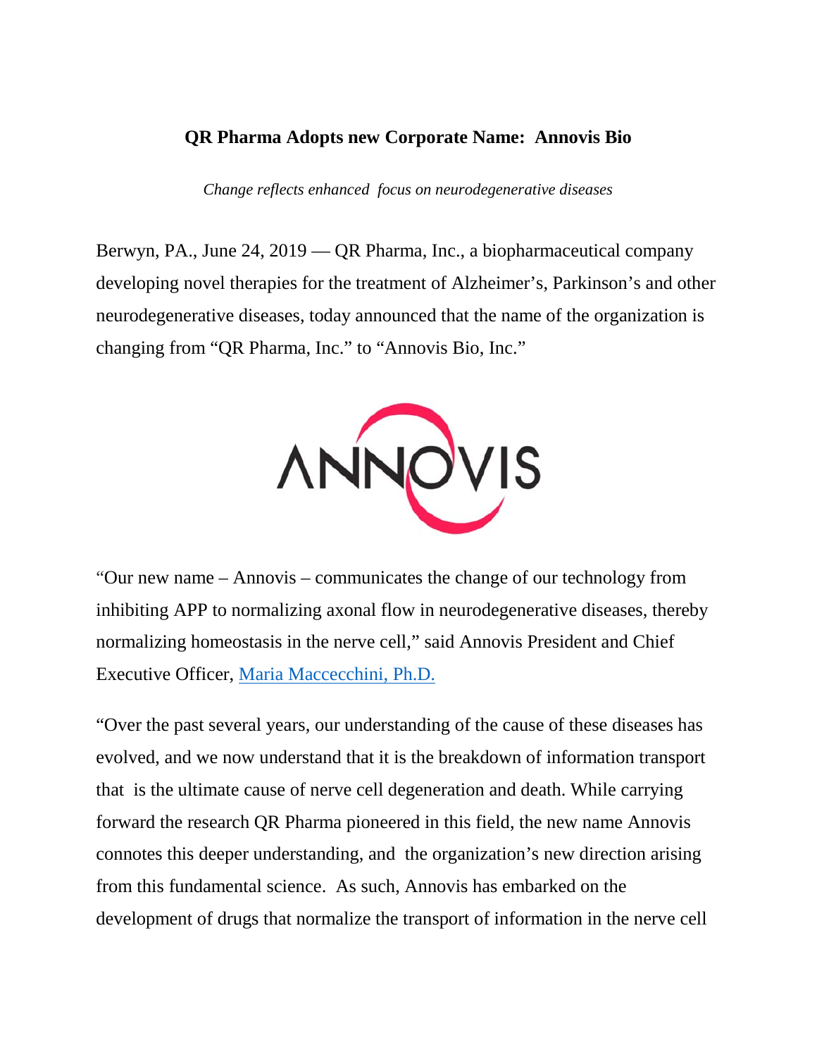# QR Pharma Adopts new Corporate Name: Annovis Bio

*Change reflects enhanced focus on neurodegenerative diseases*

Berwyn, PA., June 24, 2019 — QR Pharma, Inc., a biopharmaceutical company developing novel therapies for the treatment of Alzheimer's, Parkinson's and other neurodegenerative diseases, today announced that the name of the organization is changing from "QR Pharma, Inc." to "Annovis Bio, Inc."

"Our new name – Annovis – communicates the change of our technology from inhibiting APP to normalizing axonal flow in neurodegenerative diseases, thereby normalizing homeostasis in the nerve cell," said Annovis President and Chief Executive Officer, Maria Maccecchini, Ph.D.

"Over the past several years, our understanding of the cause of these diseases has evolved, and we now understand that it is the breakdown of information transport that is the ultimate cause of nerve cell degeneration and death. While carrying forward the research QR Pharma pioneered in this field, the new name Annovis connotes this deeper understanding, and the organization's new direction arising from this fundamental science. As such, Annovis has embarked on the development of drugs that normalize the transport of information in the nerve cell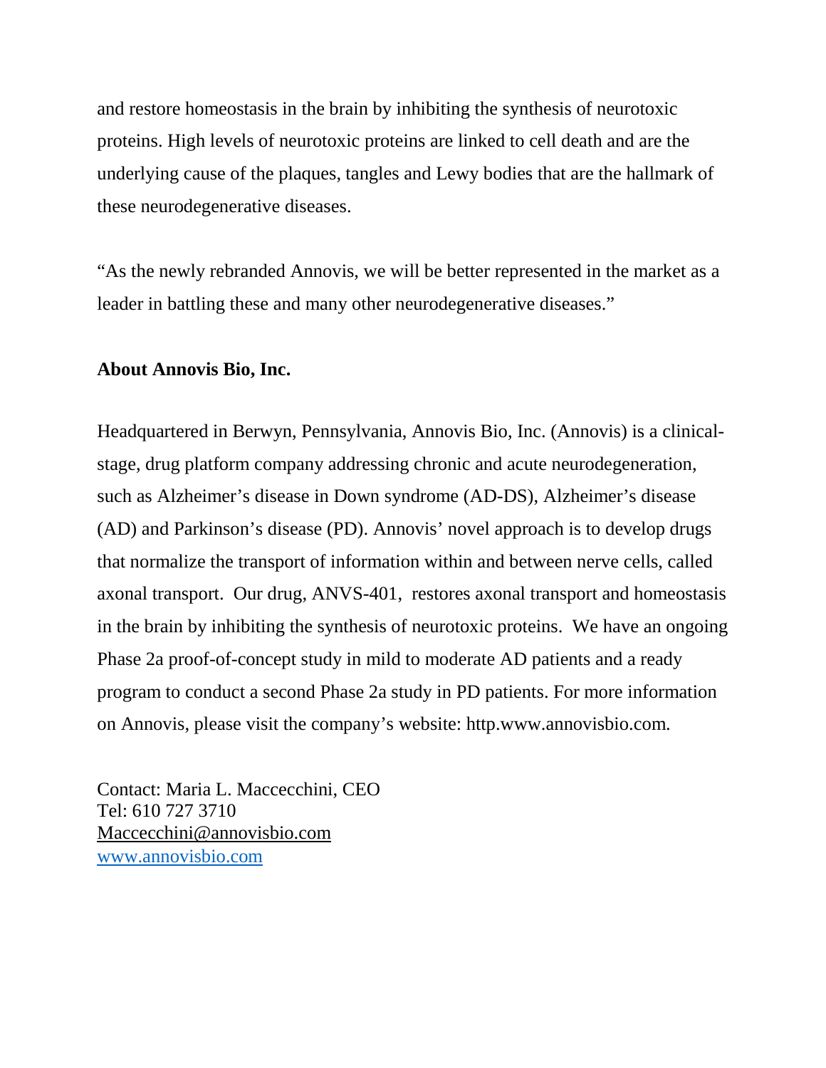and restore homeostasis in the brain by inhibiting the synthesis of neurotoxic proteins. High levels of neurotoxic proteins are linked to cell death and are the underlying cause of the plaques, tangles and Lewy bodies that are the hallmark of these neurodegenerative diseases.

"As the newly rebranded Annovis, we will be better represented in the market as a leader in battling these and many other neurodegenerative diseases."

**About Annovis Bio, Inc.**

Headquartered in Berwyn, Pennsylvania, Annovis Bio, Inc. (Annovis) is a clinical-stage, drug platform company addressing chronic and acute neurodegeneration, such as Alzheimer's disease in Down syndrome (AD-DS), Alzheimer's disease (AD) and Parkinson's disease (PD). Annovis' novel approach is to develop drugs that normalize the transport of information within and between nerve cells, called axonal transport. Our drug, ANVS-401, restores axonal transport and homeostasis in the brain by inhibiting the synthesis of neurotoxic proteins. We have an ongoing Phase 2a proof-of-concept study in mild to moderate AD patients and a ready program to conduct a second Phase 2a study in PD patients. For more information on Annovis, please visit the company's website: http.www.annovisbio.com.

Contact: Maria L. Maccecchini, CEO
Tel: 610 727 3710
Maccecchini@annovisbio.com
www.annovisbio.com